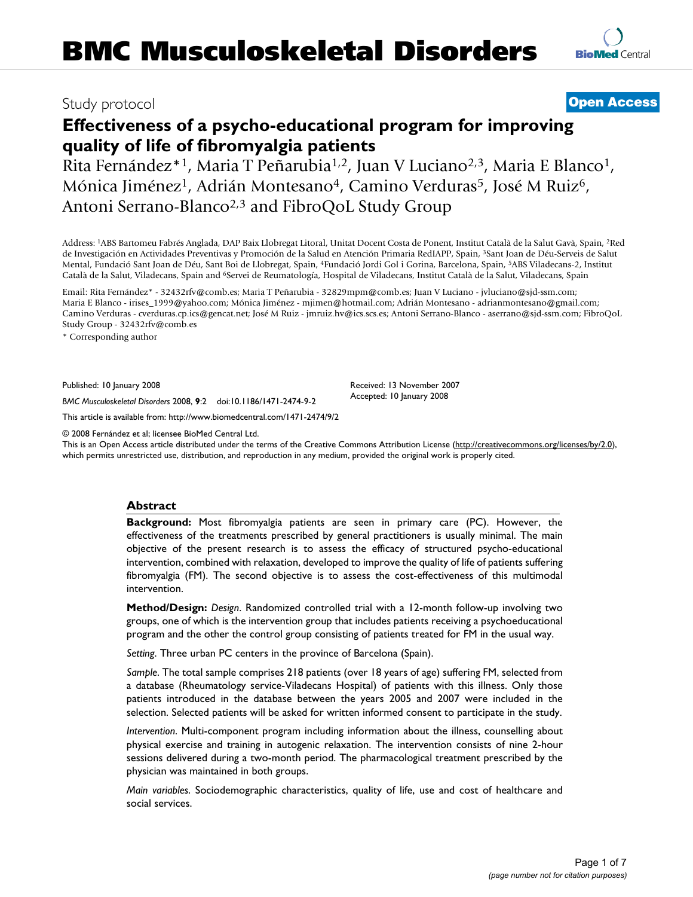# BMC Musculoskeletal Disorders

Study protocol

**Open Access**

## Effectiveness of a psycho-educational program for improving quality of life of fibromyalgia patients

Rita Fernández*[1], Maria T Peñarubia[1,2], Juan V Luciano[2,3], Maria E Blanco[1], Mónica Jiménez[1], Adrián Montesano[4], Camino Verduras[5], José M Ruiz[6], Antoni Serrano-Blanco[2,3] and FibroQoL Study Group

Address: [1]ABS Bartomeu Fabrés Anglada, DAP Baix Llobregat Litoral, Unitat Docent Costa de Ponent, Institut Català de la Salut Gavà, Spain, [2]Red de Investigación en Actividades Preventivas y Promoción de la Salud en Atención Primaria RedIAPP, Spain, [3]Sant Joan de Déu-Serveis de Salut Mental, Fundació Sant Joan de Déu, Sant Boi de Llobregat, Spain, [4]Fundació Jordi Gol i Gorina, Barcelona, Spain, [5]ABS Viladecans-2, Institut Català de la Salut, Viladecans, Spain and [6]Servei de Reumatología, Hospital de Viladecans, Institut Català de la Salut, Viladecans, Spain

Email: Rita Fernández* - 32432rfv@comb.es; Maria T Peñarubia - 32829mpm@comb.es; Juan V Luciano - jvluciano@sjd-ssm.com; Maria E Blanco - irises_1999@yahoo.com; Mónica Jiménez - mjimen@hotmail.com; Adrián Montesano - adrianmontesano@gmail.com; Camino Verduras - cverduras.cp.ics@gencat.net; José M Ruiz - jmruiz.hv@ics.scs.es; Antoni Serrano-Blanco - aserrano@sjd-ssm.com; FibroQoL Study Group - 32432rfv@comb.es

\* Corresponding author

Published: 10 January 2008

*BMC Musculoskeletal Disorders* 2008, **9**:2 doi:10.1186/1471-2474-9-2

Received: 13 November 2007
Accepted: 10 January 2008

This article is available from: http://www.biomedcentral.com/1471-2474/9/2

© 2008 Fernández et al; licensee BioMed Central Ltd.
This is an Open Access article distributed under the terms of the Creative Commons Attribution License (http://creativecommons.org/licenses/by/2.0), which permits unrestricted use, distribution, and reproduction in any medium, provided the original work is properly cited.

### Abstract

**Background:** Most fibromyalgia patients are seen in primary care (PC). However, the effectiveness of the treatments prescribed by general practitioners is usually minimal. The main objective of the present research is to assess the efficacy of structured psycho-educational intervention, combined with relaxation, developed to improve the quality of life of patients suffering fibromyalgia (FM). The second objective is to assess the cost-effectiveness of this multimodal intervention.

**Method/Design:** *Design*. Randomized controlled trial with a 12-month follow-up involving two groups, one of which is the intervention group that includes patients receiving a psychoeducational program and the other the control group consisting of patients treated for FM in the usual way.

*Setting*. Three urban PC centers in the province of Barcelona (Spain).

*Sample*. The total sample comprises 218 patients (over 18 years of age) suffering FM, selected from a database (Rheumatology service-Viladecans Hospital) of patients with this illness. Only those patients introduced in the database between the years 2005 and 2007 were included in the selection. Selected patients will be asked for written informed consent to participate in the study.

*Intervention*. Multi-component program including information about the illness, counselling about physical exercise and training in autogenic relaxation. The intervention consists of nine 2-hour sessions delivered during a two-month period. The pharmacological treatment prescribed by the physician was maintained in both groups.

*Main variables*. Sociodemographic characteristics, quality of life, use and cost of healthcare and social services.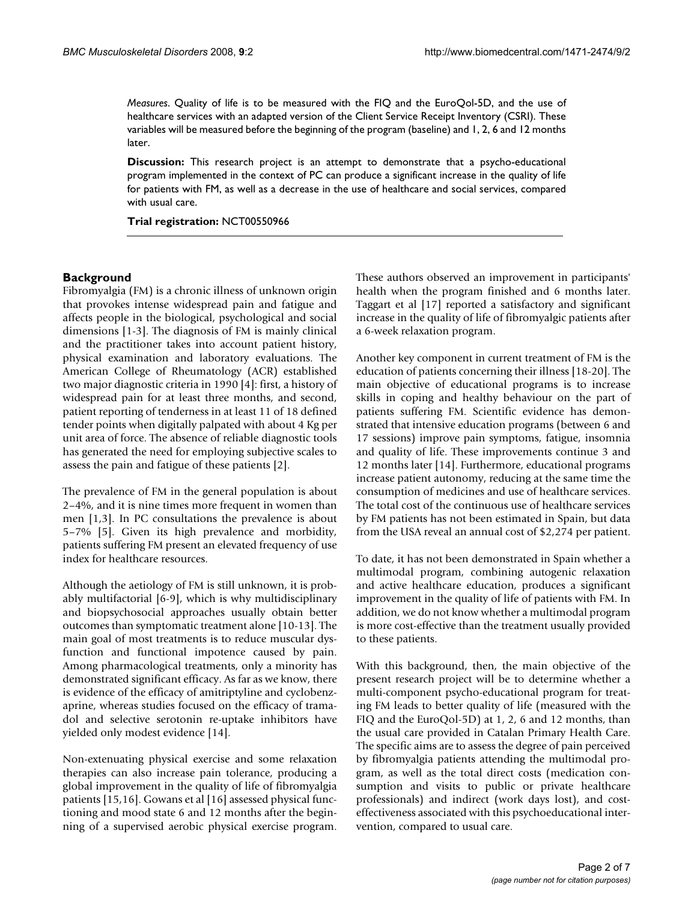*Measures*. Quality of life is to be measured with the FIQ and the EuroQol-5D, and the use of healthcare services with an adapted version of the Client Service Receipt Inventory (CSRI). These variables will be measured before the beginning of the program (baseline) and 1, 2, 6 and 12 months later.

**Discussion:** This research project is an attempt to demonstrate that a psycho-educational program implemented in the context of PC can produce a significant increase in the quality of life for patients with FM, as well as a decrease in the use of healthcare and social services, compared with usual care.

**Trial registration:** NCT00550966

## Background

Fibromyalgia (FM) is a chronic illness of unknown origin that provokes intense widespread pain and fatigue and affects people in the biological, psychological and social dimensions [1-3]. The diagnosis of FM is mainly clinical and the practitioner takes into account patient history, physical examination and laboratory evaluations. The American College of Rheumatology (ACR) established two major diagnostic criteria in 1990 [4]: first, a history of widespread pain for at least three months, and second, patient reporting of tenderness in at least 11 of 18 defined tender points when digitally palpated with about 4 Kg per unit area of force. The absence of reliable diagnostic tools has generated the need for employing subjective scales to assess the pain and fatigue of these patients [2].

The prevalence of FM in the general population is about 2–4%, and it is nine times more frequent in women than men [1,3]. In PC consultations the prevalence is about 5–7% [5]. Given its high prevalence and morbidity, patients suffering FM present an elevated frequency of use index for healthcare resources.

Although the aetiology of FM is still unknown, it is probably multifactorial [6-9], which is why multidisciplinary and biopsychosocial approaches usually obtain better outcomes than symptomatic treatment alone [10-13]. The main goal of most treatments is to reduce muscular dysfunction and functional impotence caused by pain. Among pharmacological treatments, only a minority has demonstrated significant efficacy. As far as we know, there is evidence of the efficacy of amitriptyline and cyclobenzaprine, whereas studies focused on the efficacy of tramadol and selective serotonin re-uptake inhibitors have yielded only modest evidence [14].

Non-extenuating physical exercise and some relaxation therapies can also increase pain tolerance, producing a global improvement in the quality of life of fibromyalgia patients [15,16]. Gowans et al [16] assessed physical functioning and mood state 6 and 12 months after the beginning of a supervised aerobic physical exercise program. These authors observed an improvement in participants' health when the program finished and 6 months later. Taggart et al [17] reported a satisfactory and significant increase in the quality of life of fibromyalgic patients after a 6-week relaxation program.

Another key component in current treatment of FM is the education of patients concerning their illness [18-20]. The main objective of educational programs is to increase skills in coping and healthy behaviour on the part of patients suffering FM. Scientific evidence has demonstrated that intensive education programs (between 6 and 17 sessions) improve pain symptoms, fatigue, insomnia and quality of life. These improvements continue 3 and 12 months later [14]. Furthermore, educational programs increase patient autonomy, reducing at the same time the consumption of medicines and use of healthcare services. The total cost of the continuous use of healthcare services by FM patients has not been estimated in Spain, but data from the USA reveal an annual cost of $2,274 per patient.

To date, it has not been demonstrated in Spain whether a multimodal program, combining autogenic relaxation and active healthcare education, produces a significant improvement in the quality of life of patients with FM. In addition, we do not know whether a multimodal program is more cost-effective than the treatment usually provided to these patients.

With this background, then, the main objective of the present research project will be to determine whether a multi-component psycho-educational program for treating FM leads to better quality of life (measured with the FIQ and the EuroQol-5D) at 1, 2, 6 and 12 months, than the usual care provided in Catalan Primary Health Care. The specific aims are to assess the degree of pain perceived by fibromyalgia patients attending the multimodal program, as well as the total direct costs (medication consumption and visits to public or private healthcare professionals) and indirect (work days lost), and cost-effectiveness associated with this psychoeducational intervention, compared to usual care.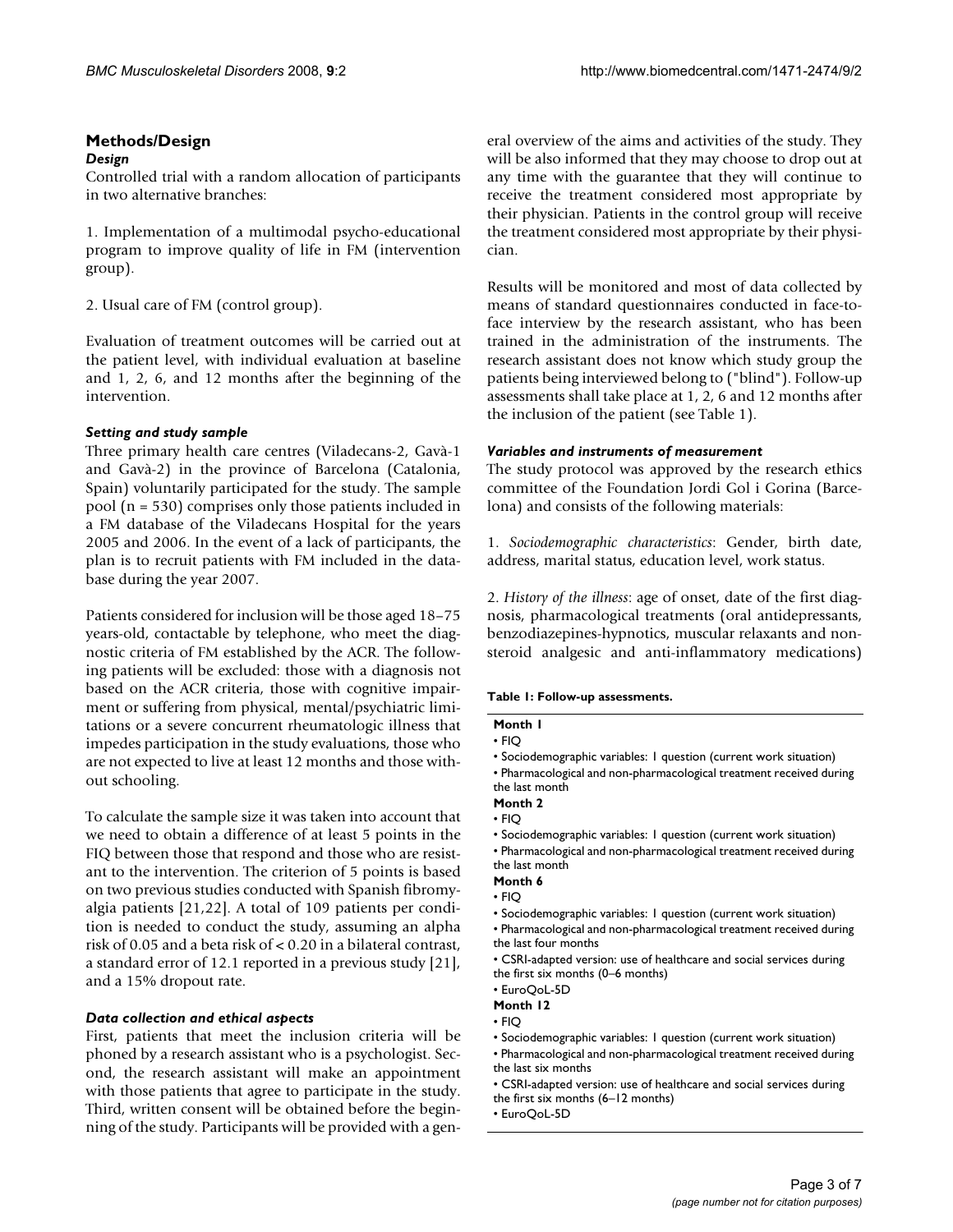## Methods/Design

### Design

Controlled trial with a random allocation of participants in two alternative branches:

1. Implementation of a multimodal psycho-educational program to improve quality of life in FM (intervention group).

2. Usual care of FM (control group).

Evaluation of treatment outcomes will be carried out at the patient level, with individual evaluation at baseline and 1, 2, 6, and 12 months after the beginning of the intervention.

### Setting and study sample

Three primary health care centres (Viladecans-2, Gavà-1 and Gavà-2) in the province of Barcelona (Catalonia, Spain) voluntarily participated for the study. The sample pool (n = 530) comprises only those patients included in a FM database of the Viladecans Hospital for the years 2005 and 2006. In the event of a lack of participants, the plan is to recruit patients with FM included in the database during the year 2007.

Patients considered for inclusion will be those aged 18–75 years-old, contactable by telephone, who meet the diagnostic criteria of FM established by the ACR. The following patients will be excluded: those with a diagnosis not based on the ACR criteria, those with cognitive impairment or suffering from physical, mental/psychiatric limitations or a severe concurrent rheumatologic illness that impedes participation in the study evaluations, those who are not expected to live at least 12 months and those without schooling.

To calculate the sample size it was taken into account that we need to obtain a difference of at least 5 points in the FIQ between those that respond and those who are resistant to the intervention. The criterion of 5 points is based on two previous studies conducted with Spanish fibromyalgia patients [21,22]. A total of 109 patients per condition is needed to conduct the study, assuming an alpha risk of 0.05 and a beta risk of < 0.20 in a bilateral contrast, a standard error of 12.1 reported in a previous study [21], and a 15% dropout rate.

### Data collection and ethical aspects

First, patients that meet the inclusion criteria will be phoned by a research assistant who is a psychologist. Second, the research assistant will make an appointment with those patients that agree to participate in the study. Third, written consent will be obtained before the beginning of the study. Participants will be provided with a general overview of the aims and activities of the study. They will be also informed that they may choose to drop out at any time with the guarantee that they will continue to receive the treatment considered most appropriate by their physician. Patients in the control group will receive the treatment considered most appropriate by their physician.

Results will be monitored and most of data collected by means of standard questionnaires conducted in face-to-face interview by the research assistant, who has been trained in the administration of the instruments. The research assistant does not know which study group the patients being interviewed belong to ("blind"). Follow-up assessments shall take place at 1, 2, 6 and 12 months after the inclusion of the patient (see Table 1).

### Variables and instruments of measurement

The study protocol was approved by the research ethics committee of the Foundation Jordi Gol i Gorina (Barcelona) and consists of the following materials:

1. *Sociodemographic characteristics*: Gender, birth date, address, marital status, education level, work status.

2. *History of the illness*: age of onset, date of the first diagnosis, pharmacological treatments (oral antidepressants, benzodiazepines-hypnotics, muscular relaxants and non-steroid analgesic and anti-inflammatory medications)

**Table 1: Follow-up assessments.**

**Month 1**
- FIQ
- Sociodemographic variables: 1 question (current work situation)
- Pharmacological and non-pharmacological treatment received during the last month

**Month 2**
- FIQ
- Sociodemographic variables: 1 question (current work situation)
- Pharmacological and non-pharmacological treatment received during the last month

**Month 6**
- FIQ
- Sociodemographic variables: 1 question (current work situation)
- Pharmacological and non-pharmacological treatment received during the last four months
- CSRI-adapted version: use of healthcare and social services during the first six months (0–6 months)
- EuroQoL-5D

**Month 12**
- FIQ
- Sociodemographic variables: 1 question (current work situation)
- Pharmacological and non-pharmacological treatment received during the last six months
- CSRI-adapted version: use of healthcare and social services during the first six months (6–12 months)
- EuroQoL-5D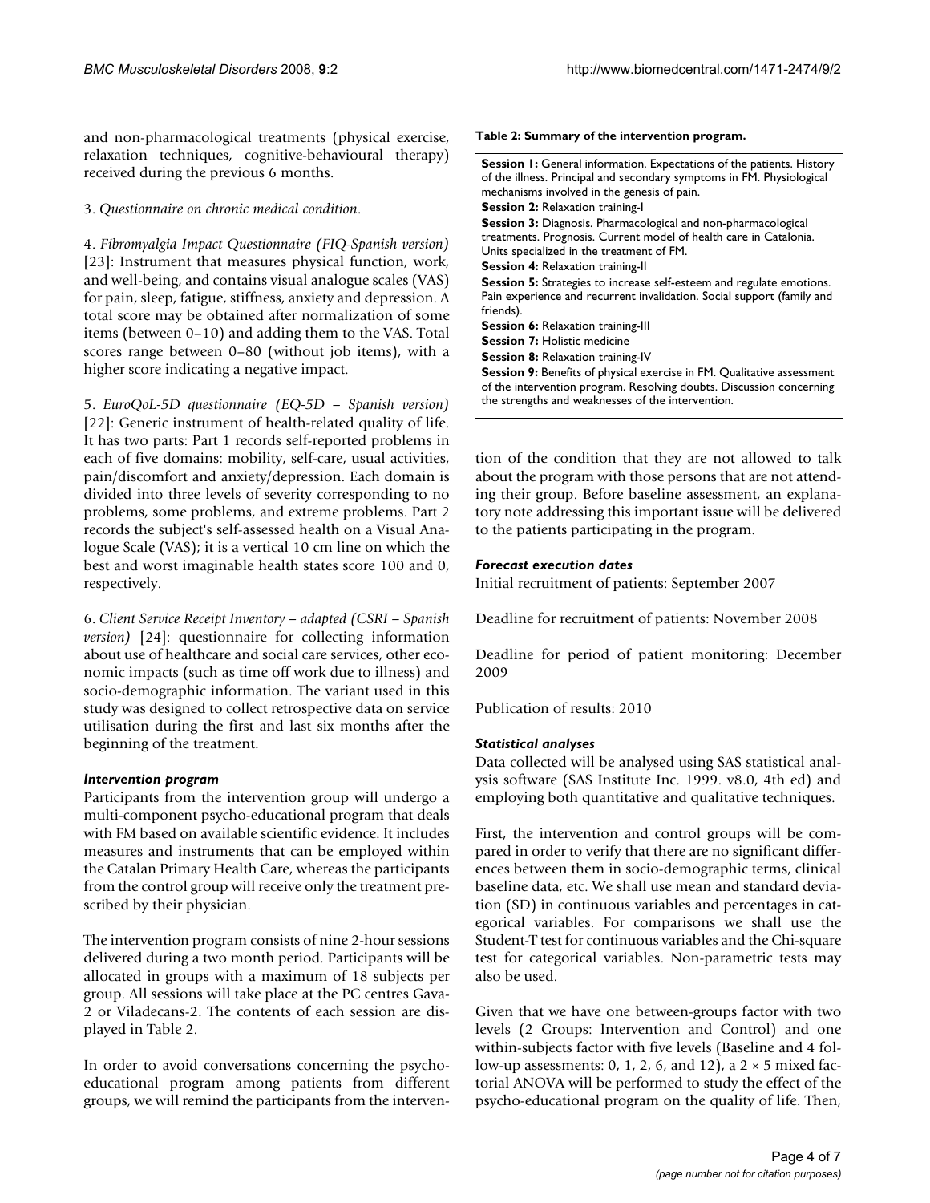and non-pharmacological treatments (physical exercise, relaxation techniques, cognitive-behavioural therapy) received during the previous 6 months.

3. *Questionnaire on chronic medical condition*.

4. *Fibromyalgia Impact Questionnaire (FIQ-Spanish version)* [23]: Instrument that measures physical function, work, and well-being, and contains visual analogue scales (VAS) for pain, sleep, fatigue, stiffness, anxiety and depression. A total score may be obtained after normalization of some items (between 0–10) and adding them to the VAS. Total scores range between 0–80 (without job items), with a higher score indicating a negative impact.

5. *EuroQoL-5D questionnaire (EQ-5D – Spanish version)* [22]: Generic instrument of health-related quality of life. It has two parts: Part 1 records self-reported problems in each of five domains: mobility, self-care, usual activities, pain/discomfort and anxiety/depression. Each domain is divided into three levels of severity corresponding to no problems, some problems, and extreme problems. Part 2 records the subject's self-assessed health on a Visual Analogue Scale (VAS); it is a vertical 10 cm line on which the best and worst imaginable health states score 100 and 0, respectively.

6. *Client Service Receipt Inventory – adapted (CSRI – Spanish version)* [24]: questionnaire for collecting information about use of healthcare and social care services, other economic impacts (such as time off work due to illness) and socio-demographic information. The variant used in this study was designed to collect retrospective data on service utilisation during the first and last six months after the beginning of the treatment.

### *Intervention program*

Participants from the intervention group will undergo a multi-component psycho-educational program that deals with FM based on available scientific evidence. It includes measures and instruments that can be employed within the Catalan Primary Health Care, whereas the participants from the control group will receive only the treatment prescribed by their physician.

The intervention program consists of nine 2-hour sessions delivered during a two month period. Participants will be allocated in groups with a maximum of 18 subjects per group. All sessions will take place at the PC centres Gava-2 or Viladecans-2. The contents of each session are displayed in Table 2.

**Table 2: Summary of the intervention program.**

| |
|---|
| **Session 1:** General information. Expectations of the patients. History of the illness. Principal and secondary symptoms in FM. Physiological mechanisms involved in the genesis of pain. |
| **Session 2:** Relaxation training-I |
| **Session 3:** Diagnosis. Pharmacological and non-pharmacological treatments. Prognosis. Current model of health care in Catalonia. Units specialized in the treatment of FM. |
| **Session 4:** Relaxation training-II |
| **Session 5:** Strategies to increase self-esteem and regulate emotions. Pain experience and recurrent invalidation. Social support (family and friends). |
| **Session 6:** Relaxation training-III |
| **Session 7:** Holistic medicine |
| **Session 8:** Relaxation training-IV |
| **Session 9:** Benefits of physical exercise in FM. Qualitative assessment of the intervention program. Resolving doubts. Discussion concerning the strengths and weaknesses of the intervention. |

In order to avoid conversations concerning the psycho-educational program among patients from different groups, we will remind the participants from the intervention of the condition that they are not allowed to talk about the program with those persons that are not attending their group. Before baseline assessment, an explanatory note addressing this important issue will be delivered to the patients participating in the program.

### *Forecast execution dates*

Initial recruitment of patients: September 2007

Deadline for recruitment of patients: November 2008

Deadline for period of patient monitoring: December 2009

Publication of results: 2010

### *Statistical analyses*

Data collected will be analysed using SAS statistical analysis software (SAS Institute Inc. 1999. v8.0, 4th ed) and employing both quantitative and qualitative techniques.

First, the intervention and control groups will be compared in order to verify that there are no significant differences between them in socio-demographic terms, clinical baseline data, etc. We shall use mean and standard deviation (SD) in continuous variables and percentages in categorical variables. For comparisons we shall use the Student-T test for continuous variables and the Chi-square test for categorical variables. Non-parametric tests may also be used.

Given that we have one between-groups factor with two levels (2 Groups: Intervention and Control) and one within-subjects factor with five levels (Baseline and 4 follow-up assessments: 0, 1, 2, 6, and 12), a $2 \times 5$ mixed factorial ANOVA will be performed to study the effect of the psycho-educational program on the quality of life. Then,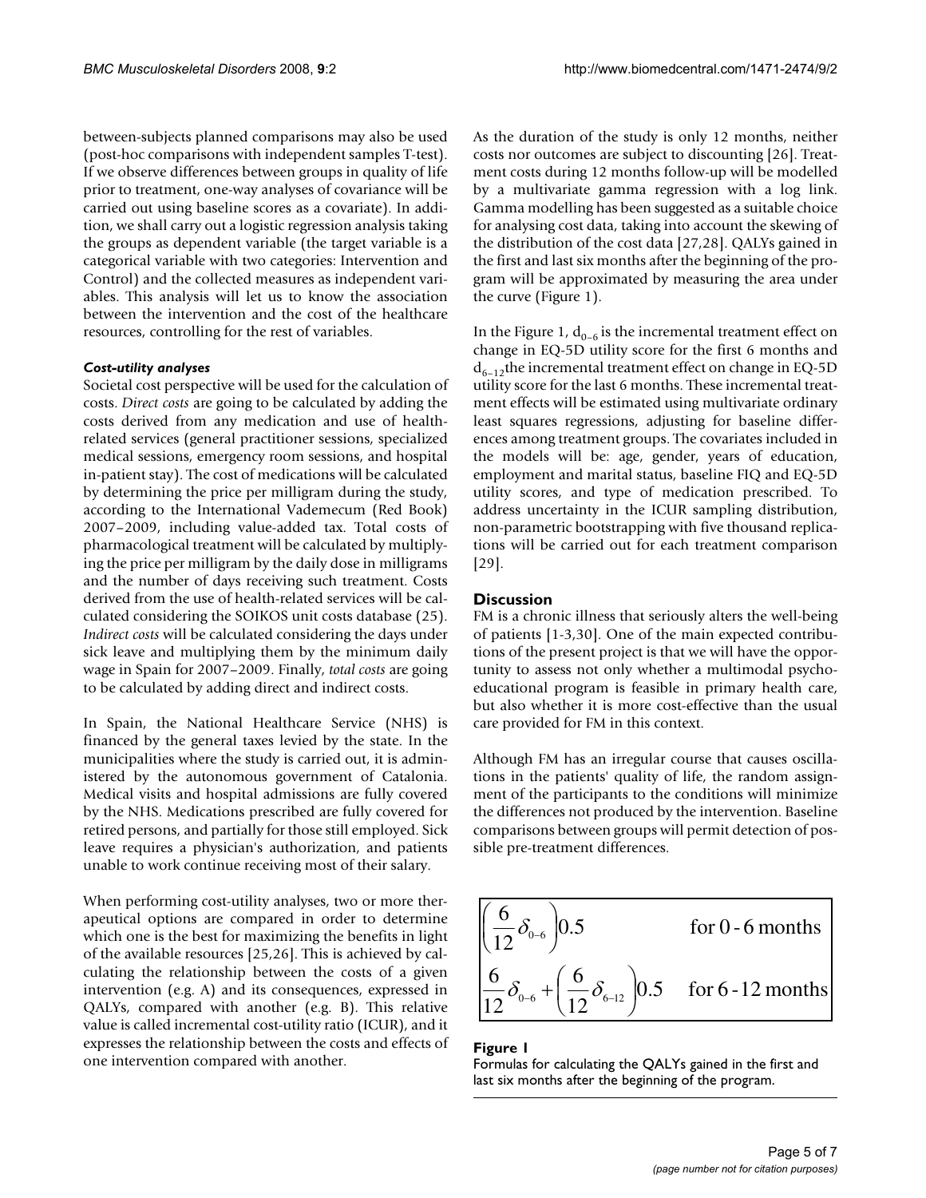between-subjects planned comparisons may also be used (post-hoc comparisons with independent samples T-test). If we observe differences between groups in quality of life prior to treatment, one-way analyses of covariance will be carried out using baseline scores as a covariate). In addition, we shall carry out a logistic regression analysis taking the groups as dependent variable (the target variable is a categorical variable with two categories: Intervention and Control) and the collected measures as independent variables. This analysis will let us to know the association between the intervention and the cost of the healthcare resources, controlling for the rest of variables.

#### *Cost-utility analyses*

Societal cost perspective will be used for the calculation of costs. *Direct costs* are going to be calculated by adding the costs derived from any medication and use of health-related services (general practitioner sessions, specialized medical sessions, emergency room sessions, and hospital in-patient stay). The cost of medications will be calculated by determining the price per milligram during the study, according to the International Vademecum (Red Book) 2007–2009, including value-added tax. Total costs of pharmacological treatment will be calculated by multiplying the price per milligram by the daily dose in milligrams and the number of days receiving such treatment. Costs derived from the use of health-related services will be calculated considering the SOIKOS unit costs database (25). *Indirect costs* will be calculated considering the days under sick leave and multiplying them by the minimum daily wage in Spain for 2007–2009. Finally, *total costs* are going to be calculated by adding direct and indirect costs.

In Spain, the National Healthcare Service (NHS) is financed by the general taxes levied by the state. In the municipalities where the study is carried out, it is administered by the autonomous government of Catalonia. Medical visits and hospital admissions are fully covered by the NHS. Medications prescribed are fully covered for retired persons, and partially for those still employed. Sick leave requires a physician's authorization, and patients unable to work continue receiving most of their salary.

When performing cost-utility analyses, two or more therapeutical options are compared in order to determine which one is the best for maximizing the benefits in light of the available resources [25,26]. This is achieved by calculating the relationship between the costs of a given intervention (e.g. A) and its consequences, expressed in QALYs, compared with another (e.g. B). This relative value is called incremental cost-utility ratio (ICUR), and it expresses the relationship between the costs and effects of one intervention compared with another.

As the duration of the study is only 12 months, neither costs nor outcomes are subject to discounting [26]. Treatment costs during 12 months follow-up will be modelled by a multivariate gamma regression with a log link. Gamma modelling has been suggested as a suitable choice for analysing cost data, taking into account the skewing of the distribution of the cost data [27,28]. QALYs gained in the first and last six months after the beginning of the program will be approximated by measuring the area under the curve (Figure 1).

In the Figure 1, $d_{0-6}$ is the incremental treatment effect on change in EQ-5D utility score for the first 6 months and $d_{6-12}$ the incremental treatment effect on change in EQ-5D utility score for the last 6 months. These incremental treatment effects will be estimated using multivariate ordinary least squares regressions, adjusting for baseline differences among treatment groups. The covariates included in the models will be: age, gender, years of education, employment and marital status, baseline FIQ and EQ-5D utility scores, and type of medication prescribed. To address uncertainty in the ICUR sampling distribution, non-parametric bootstrapping with five thousand replications will be carried out for each treatment comparison [29].

## Discussion

FM is a chronic illness that seriously alters the well-being of patients [1-3,30]. One of the main expected contributions of the present project is that we will have the opportunity to assess not only whether a multimodal psycho-educational program is feasible in primary health care, but also whether it is more cost-effective than the usual care provided for FM in this context.

Although FM has an irregular course that causes oscillations in the patients' quality of life, the random assignment of the participants to the conditions will minimize the differences not produced by the intervention. Baseline comparisons between groups will permit detection of possible pre-treatment differences.

$$\left(\frac{6}{12}\delta_{0-6}\right)0.5 \qquad \text{for 0 - 6 months}$$

$$\frac{6}{12}\delta_{0-6} + \left(\frac{6}{12}\delta_{6-12}\right)0.5 \qquad \text{for 6 - 12 months}$$

**Figure 1**

Formulas for calculating the QALYs gained in the first and last six months after the beginning of the program.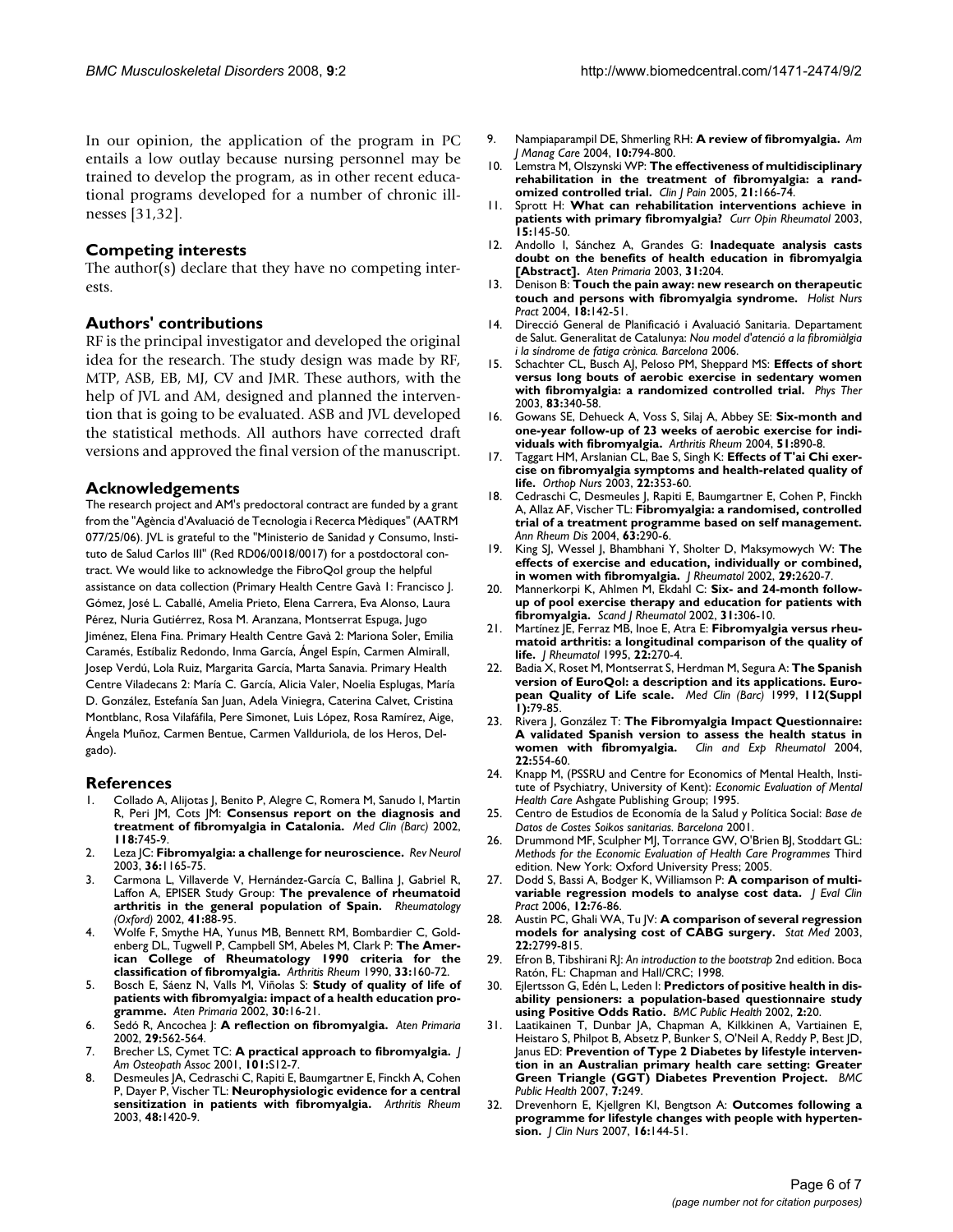In our opinion, the application of the program in PC entails a low outlay because nursing personnel may be trained to develop the program, as in other recent educational programs developed for a number of chronic illnesses [31,32].

## Competing interests

The author(s) declare that they have no competing interests.

## Authors' contributions

RF is the principal investigator and developed the original idea for the research. The study design was made by RF, MTP, ASB, EB, MJ, CV and JMR. These authors, with the help of JVL and AM, designed and planned the intervention that is going to be evaluated. ASB and JVL developed the statistical methods. All authors have corrected draft versions and approved the final version of the manuscript.

## Acknowledgements

The research project and AM's predoctoral contract are funded by a grant from the "Agència d'Avaluació de Tecnologia i Recerca Mèdiques" (AATRM 077/25/06). JVL is grateful to the "Ministerio de Sanidad y Consumo, Instituto de Salud Carlos III" (Red RD06/0018/0017) for a postdoctoral contract. We would like to acknowledge the FibroQol group the helpful assistance on data collection (Primary Health Centre Gavà 1: Francisco J. Gómez, José L. Caballé, Amelia Prieto, Elena Carrera, Eva Alonso, Laura Pérez, Nuria Gutiérrez, Rosa M. Aranzana, Montserrat Espuga, Jugo Jiménez, Elena Fina. Primary Health Centre Gavà 2: Mariona Soler, Emilia Caramés, Estíbaliz Redondo, Inma García, Ángel Espín, Carmen Almirall, Josep Verdú, Lola Ruiz, Margarita García, Marta Sanavia. Primary Health Centre Viladecans 2: María C. García, Alicia Valer, Noelia Esplugas, María D. González, Estefanía San Juan, Adela Viniegra, Caterina Calvet, Cristina Montblanc, Rosa Vilafáfila, Pere Simonet, Luis López, Rosa Ramírez, Aige, Ángela Muñoz, Carmen Bentue, Carmen Vallduriola, de los Heros, Delgado).

## References

1. Collado A, Alijotas J, Benito P, Alegre C, Romera M, Sanudo I, Martin R, Peri JM, Cots JM: **Consensus report on the diagnosis and treatment of fibromyalgia in Catalonia.** *Med Clin (Barc)* 2002, **118:**745-9.
2. Leza JC: **Fibromyalgia: a challenge for neuroscience.** *Rev Neurol* 2003, **36:**1165-75.
3. Carmona L, Villaverde V, Hernández-García C, Ballina J, Gabriel R, Laffon A, EPISER Study Group: **The prevalence of rheumatoid arthritis in the general population of Spain.** *Rheumatology (Oxford)* 2002, **41:**88-95.
4. Wolfe F, Smythe HA, Yunus MB, Bennett RM, Bombardier C, Goldenberg DL, Tugwell P, Campbell SM, Abeles M, Clark P: **The American College of Rheumatology 1990 criteria for the classification of fibromyalgia.** *Arthritis Rheum* 1990, **33:**160-72.
5. Bosch E, Sáenz N, Valls M, Viñolas S: **Study of quality of life of patients with fibromyalgia: impact of a health education programme.** *Aten Primaria* 2002, **30:**16-21.
6. Sedó R, Ancochea J: **A reflection on fibromyalgia.** *Aten Primaria* 2002, **29:**562-564.
7. Brecher LS, Cymet TC: **A practical approach to fibromyalgia.** *J Am Osteopath Assoc* 2001, **101:**S12-7.
8. Desmeules JA, Cedraschi C, Rapiti E, Baumgartner E, Finckh A, Cohen P, Dayer P, Vischer TL: **Neurophysiologic evidence for a central sensitization in patients with fibromyalgia.** *Arthritis Rheum* 2003, **48:**1420-9.
9. Nampiaparampil DE, Shmerling RH: **A review of fibromyalgia.** *Am J Manag Care* 2004, **10:**794-800.
10. Lemstra M, Olszynski WP: **The effectiveness of multidisciplinary rehabilitation in the treatment of fibromyalgia: a randomized controlled trial.** *Clin J Pain* 2005, **21:**166-74.
11. Sprott H: **What can rehabilitation interventions achieve in patients with primary fibromyalgia?** *Curr Opin Rheumatol* 2003, **15:**145-50.
12. Andollo I, Sánchez A, Grandes G: **Inadequate analysis casts doubt on the benefits of health education in fibromyalgia [Abstract].** *Aten Primaria* 2003, **31:**204.
13. Denison B: **Touch the pain away: new research on therapeutic touch and persons with fibromyalgia syndrome.** *Holist Nurs Pract* 2004, **18:**142-51.
14. Direcció General de Planificació i Avaluació Sanitaria. Departament de Salut. Generalitat de Catalunya: *Nou model d'atenció a la fibromiàlgia i la síndrome de fatiga crònica. Barcelona* 2006.
15. Schachter CL, Busch AJ, Peloso PM, Sheppard MS: **Effects of short versus long bouts of aerobic exercise in sedentary women with fibromyalgia: a randomized controlled trial.** *Phys Ther* 2003, **83:**340-58.
16. Gowans SE, Dehueck A, Voss S, Silaj A, Abbey SE: **Six-month and one-year follow-up of 23 weeks of aerobic exercise for individuals with fibromyalgia.** *Arthritis Rheum* 2004, **51:**890-8.
17. Taggart HM, Arslanian CL, Bae S, Singh K: **Effects of T'ai Chi exercise on fibromyalgia symptoms and health-related quality of life.** *Orthop Nurs* 2003, **22:**353-60.
18. Cedraschi C, Desmeules J, Rapiti E, Baumgartner E, Cohen P, Finckh A, Allaz AF, Vischer TL: **Fibromyalgia: a randomised, controlled trial of a treatment programme based on self management.** *Ann Rheum Dis* 2004, **63:**290-6.
19. King SJ, Wessel J, Bhambhani Y, Sholter D, Maksymowych W: **The effects of exercise and education, individually or combined, in women with fibromyalgia.** *J Rheumatol* 2002, **29:**2620-7.
20. Mannerkorpi K, Ahlmen M, Ekdahl C: **Six- and 24-month follow-up of pool exercise therapy and education for patients with fibromyalgia.** *Scand J Rheumatol* 2002, **31:**306-10.
21. Martínez JE, Ferraz MB, Inoe E, Atra E: **Fibromyalgia versus rheumatoid arthritis: a longitudinal comparison of the quality of life.** *J Rheumatol* 1995, **22:**270-4.
22. Badia X, Roset M, Montserrat S, Herdman M, Segura A: **The Spanish version of EuroQol: a description and its applications. European Quality of Life scale.** *Med Clin (Barc)* 1999, **112(Suppl 1):**79-85.
23. Rivera J, González T: **The Fibromyalgia Impact Questionnaire: A validated Spanish version to assess the health status in women with fibromyalgia.** *Clin and Exp Rheumatol* 2004, **22:**554-60.
24. Knapp M, (PSSRU and Centre for Economics of Mental Health, Institute of Psychiatry, University of Kent): *Economic Evaluation of Mental Health Care* Ashgate Publishing Group; 1995.
25. Centro de Estudios de Economía de la Salud y Política Social: *Base de Datos de Costes Soikos sanitarias. Barcelona* 2001.
26. Drummond MF, Sculpher MJ, Torrance GW, O'Brien BJ, Stoddart GL: *Methods for the Economic Evaluation of Health Care Programmes* Third edition. New York: Oxford University Press; 2005.
27. Dodd S, Bassi A, Bodger K, Williamson P: **A comparison of multivariable regression models to analyse cost data.** *J Eval Clin Pract* 2006, **12:**76-86.
28. Austin PC, Ghali WA, Tu JV: **A comparison of several regression models for analysing cost of CABG surgery.** *Stat Med* 2003, **22:**2799-815.
29. Efron B, Tibshirani RJ: *An introduction to the bootstrap* 2nd edition. Boca Ratón, FL: Chapman and Hall/CRC; 1998.
30. Ejlertsson G, Edén L, Leden I: **Predictors of positive health in disability pensioners: a population-based questionnaire study using Positive Odds Ratio.** *BMC Public Health* 2002, **2:**20.
31. Laatikainen T, Dunbar JA, Chapman A, Kilkkinen A, Vartiainen E, Heistaro S, Philpot B, Absetz P, Bunker S, O'Neil A, Reddy P, Best JD, Janus ED: **Prevention of Type 2 Diabetes by lifestyle intervention in an Australian primary health care setting: Greater Green Triangle (GGT) Diabetes Prevention Project.** *BMC Public Health* 2007, **7:**249.
32. Drevenhorn E, Kjellgren KI, Bengtson A: **Outcomes following a programme for lifestyle changes with people with hypertension.** *J Clin Nurs* 2007, **16:**144-51.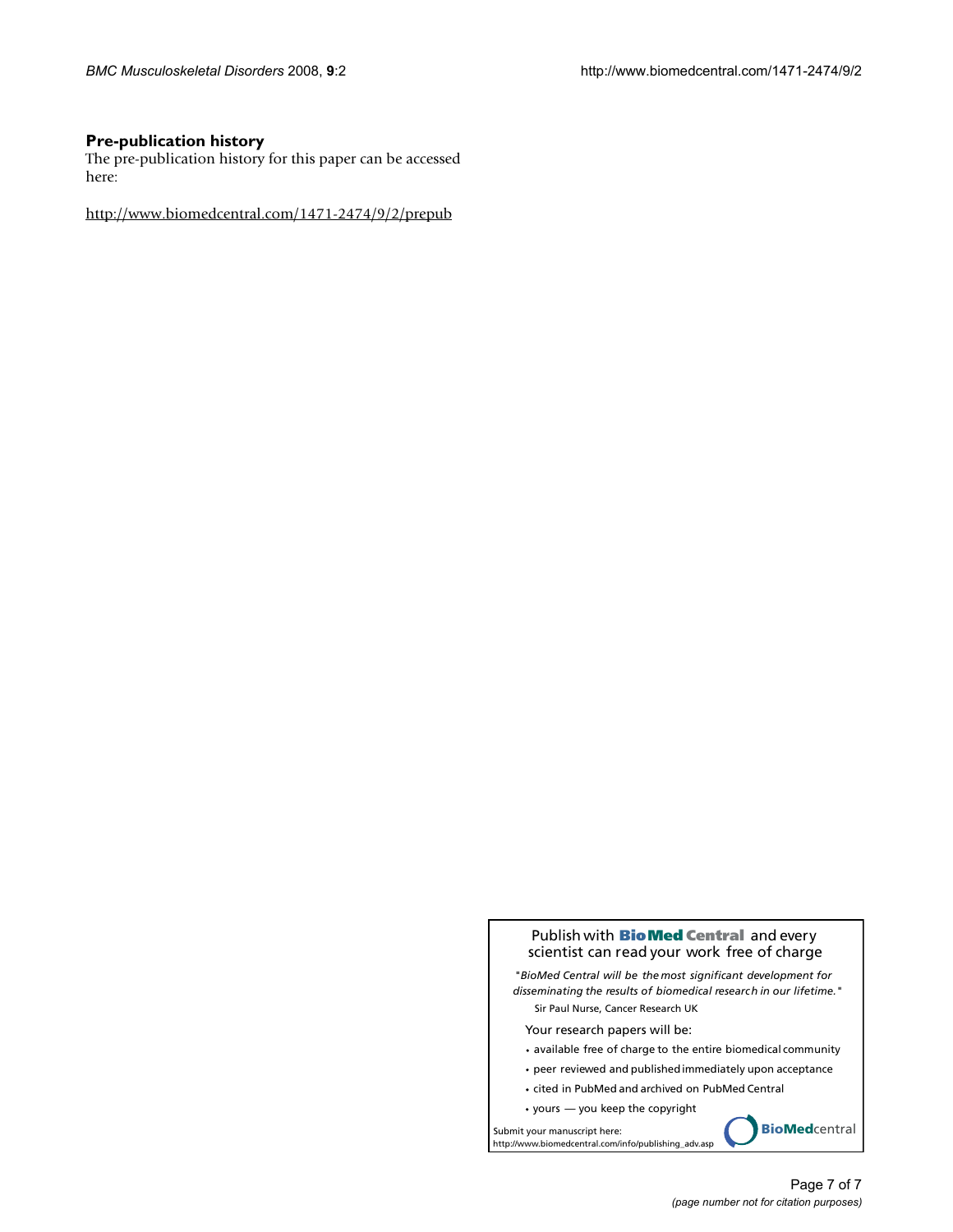## Pre-publication history

The pre-publication history for this paper can be accessed here:

http://www.biomedcentral.com/1471-2474/9/2/prepub

Publish with **BioMed Central** and every scientist can read your work free of charge

"*BioMed Central will be the most significant development for disseminating the results of biomedical research in our lifetime.*"

Sir Paul Nurse, Cancer Research UK

Your research papers will be:

- available free of charge to the entire biomedical community
- peer reviewed and published immediately upon acceptance
- cited in PubMed and archived on PubMed Central
- yours — you keep the copyright

Submit your manuscript here:
http://www.biomedcentral.com/info/publishing_adv.asp

**BioMed**central